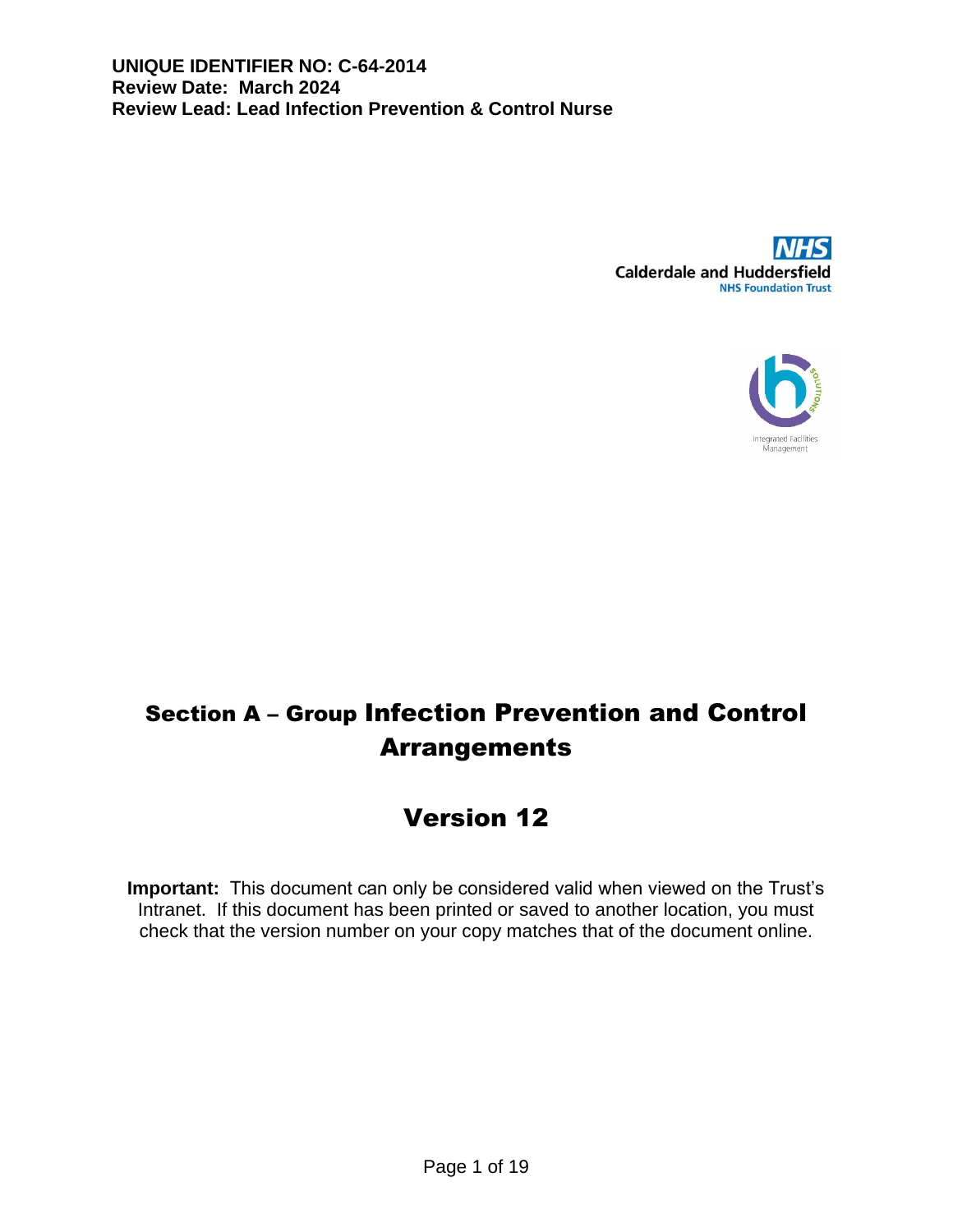**UNIQUE IDENTIFIER NO: C-64-2014**
**Review Date: March 2024**
**Review Lead: Lead Infection Prevention & Control Nurse**

NHS
Calderdale and Huddersfield
NHS Foundation Trust

Integrated Facilities Management

# Section A – Group Infection Prevention and Control Arrangements

# Version 12

**Important:** This document can only be considered valid when viewed on the Trust's Intranet. If this document has been printed or saved to another location, you must check that the version number on your copy matches that of the document online.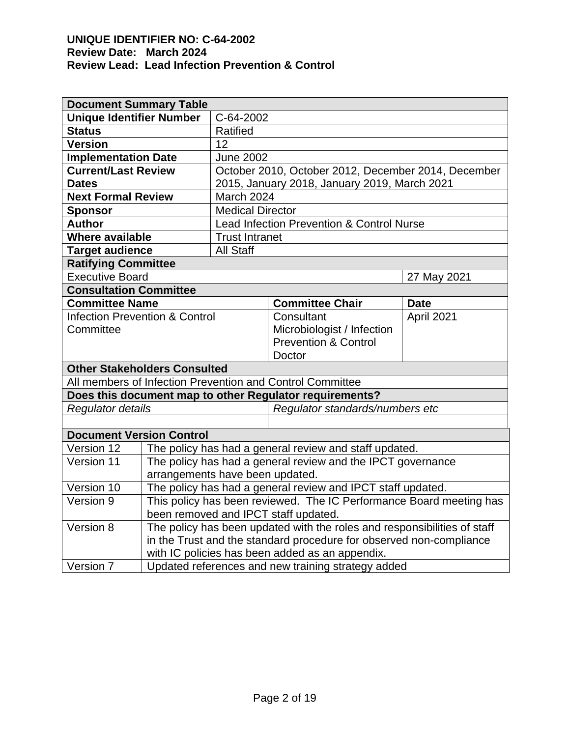**UNIQUE IDENTIFIER NO: C-64-2002**
**Review Date: March 2024**
**Review Lead: Lead Infection Prevention & Control**

| **Document Summary Table** | | | |
|---|---|---|---|
| **Unique Identifier Number** | C-64-2002 | | |
| **Status** | Ratified | | |
| **Version** | 12 | | |
| **Implementation Date** | June 2002 | | |
| **Current/Last Review Dates** | October 2010, October 2012, December 2014, December 2015, January 2018, January 2019, March 2021 | | |
| **Next Formal Review** | March 2024 | | |
| **Sponsor** | Medical Director | | |
| **Author** | Lead Infection Prevention & Control Nurse | | |
| **Where available** | Trust Intranet | | |
| **Target audience** | All Staff | | |
| **Ratifying Committee** | | | |
| Executive Board | | | 27 May 2021 |
| **Consultation Committee** | | | |
| **Committee Name** | | **Committee Chair** | **Date** |
| Infection Prevention & Control Committee | | Consultant Microbiologist / Infection Prevention & Control Doctor | April 2021 |
| **Other Stakeholders Consulted** | | | |
| All members of Infection Prevention and Control Committee | | | |
| **Does this document map to other Regulator requirements?** | | | |
| *Regulator details* | | *Regulator standards/numbers etc* | |
| | | | |

| **Document Version Control** | |
|---|---|
| Version 12 | The policy has had a general review and staff updated. |
| Version 11 | The policy has had a general review and the IPCT governance arrangements have been updated. |
| Version 10 | The policy has had a general review and IPCT staff updated. |
| Version 9 | This policy has been reviewed. The IC Performance Board meeting has been removed and IPCT staff updated. |
| Version 8 | The policy has been updated with the roles and responsibilities of staff in the Trust and the standard procedure for observed non-compliance with IC policies has been added as an appendix. |
| Version 7 | Updated references and new training strategy added |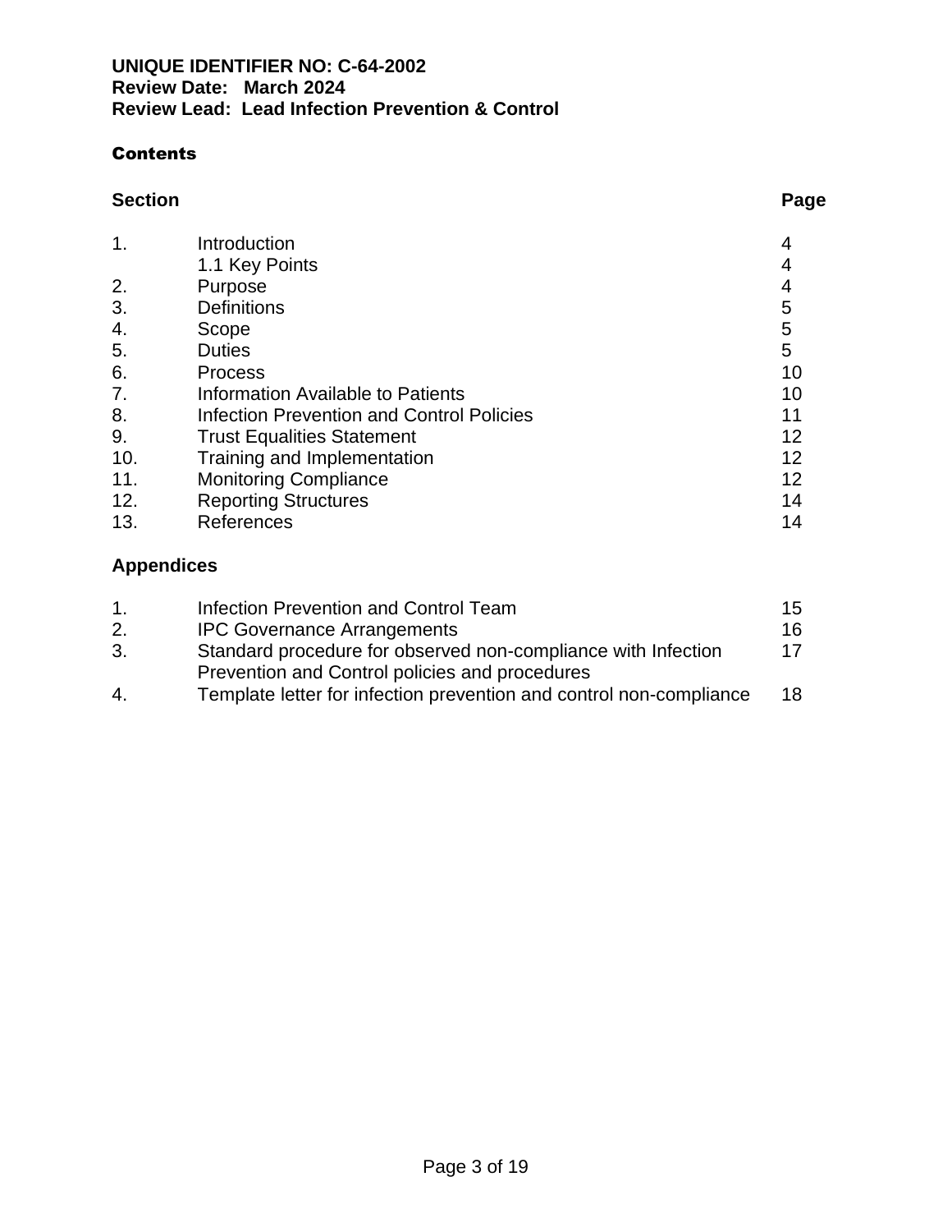**UNIQUE IDENTIFIER NO: C-64-2002**
**Review Date: March 2024**
**Review Lead: Lead Infection Prevention & Control**

## Contents

| Section | | Page |
|---|---|---|
| 1. | Introduction | 4 |
| | 1.1 Key Points | 4 |
| 2. | Purpose | 4 |
| 3. | Definitions | 5 |
| 4. | Scope | 5 |
| 5. | Duties | 5 |
| 6. | Process | 10 |
| 7. | Information Available to Patients | 10 |
| 8. | Infection Prevention and Control Policies | 11 |
| 9. | Trust Equalities Statement | 12 |
| 10. | Training and Implementation | 12 |
| 11. | Monitoring Compliance | 12 |
| 12. | Reporting Structures | 14 |
| 13. | References | 14 |

**Appendices**

| | | |
|---|---|---|
| 1. | Infection Prevention and Control Team | 15 |
| 2. | IPC Governance Arrangements | 16 |
| 3. | Standard procedure for observed non-compliance with Infection Prevention and Control policies and procedures | 17 |
| 4. | Template letter for infection prevention and control non-compliance | 18 |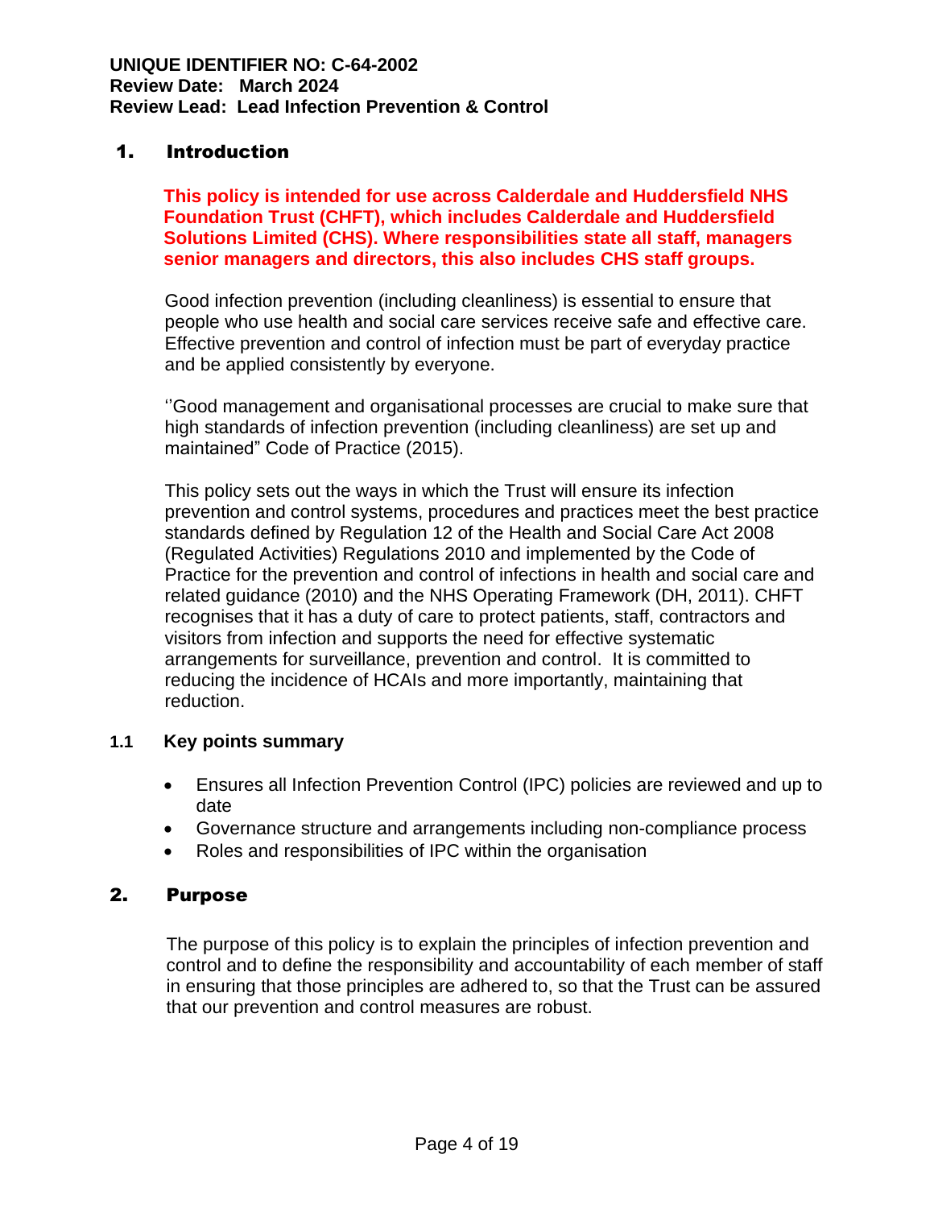**UNIQUE IDENTIFIER NO: C-64-2002**
**Review Date: March 2024**
**Review Lead: Lead Infection Prevention & Control**

# 1. Introduction

**This policy is intended for use across Calderdale and Huddersfield NHS Foundation Trust (CHFT), which includes Calderdale and Huddersfield Solutions Limited (CHS). Where responsibilities state all staff, managers senior managers and directors, this also includes CHS staff groups.**

Good infection prevention (including cleanliness) is essential to ensure that people who use health and social care services receive safe and effective care. Effective prevention and control of infection must be part of everyday practice and be applied consistently by everyone.

''Good management and organisational processes are crucial to make sure that high standards of infection prevention (including cleanliness) are set up and maintained" Code of Practice (2015).

This policy sets out the ways in which the Trust will ensure its infection prevention and control systems, procedures and practices meet the best practice standards defined by Regulation 12 of the Health and Social Care Act 2008 (Regulated Activities) Regulations 2010 and implemented by the Code of Practice for the prevention and control of infections in health and social care and related guidance (2010) and the NHS Operating Framework (DH, 2011). CHFT recognises that it has a duty of care to protect patients, staff, contractors and visitors from infection and supports the need for effective systematic arrangements for surveillance, prevention and control. It is committed to reducing the incidence of HCAIs and more importantly, maintaining that reduction.

## 1.1 Key points summary

- Ensures all Infection Prevention Control (IPC) policies are reviewed and up to date
- Governance structure and arrangements including non-compliance process
- Roles and responsibilities of IPC within the organisation

# 2. Purpose

The purpose of this policy is to explain the principles of infection prevention and control and to define the responsibility and accountability of each member of staff in ensuring that those principles are adhered to, so that the Trust can be assured that our prevention and control measures are robust.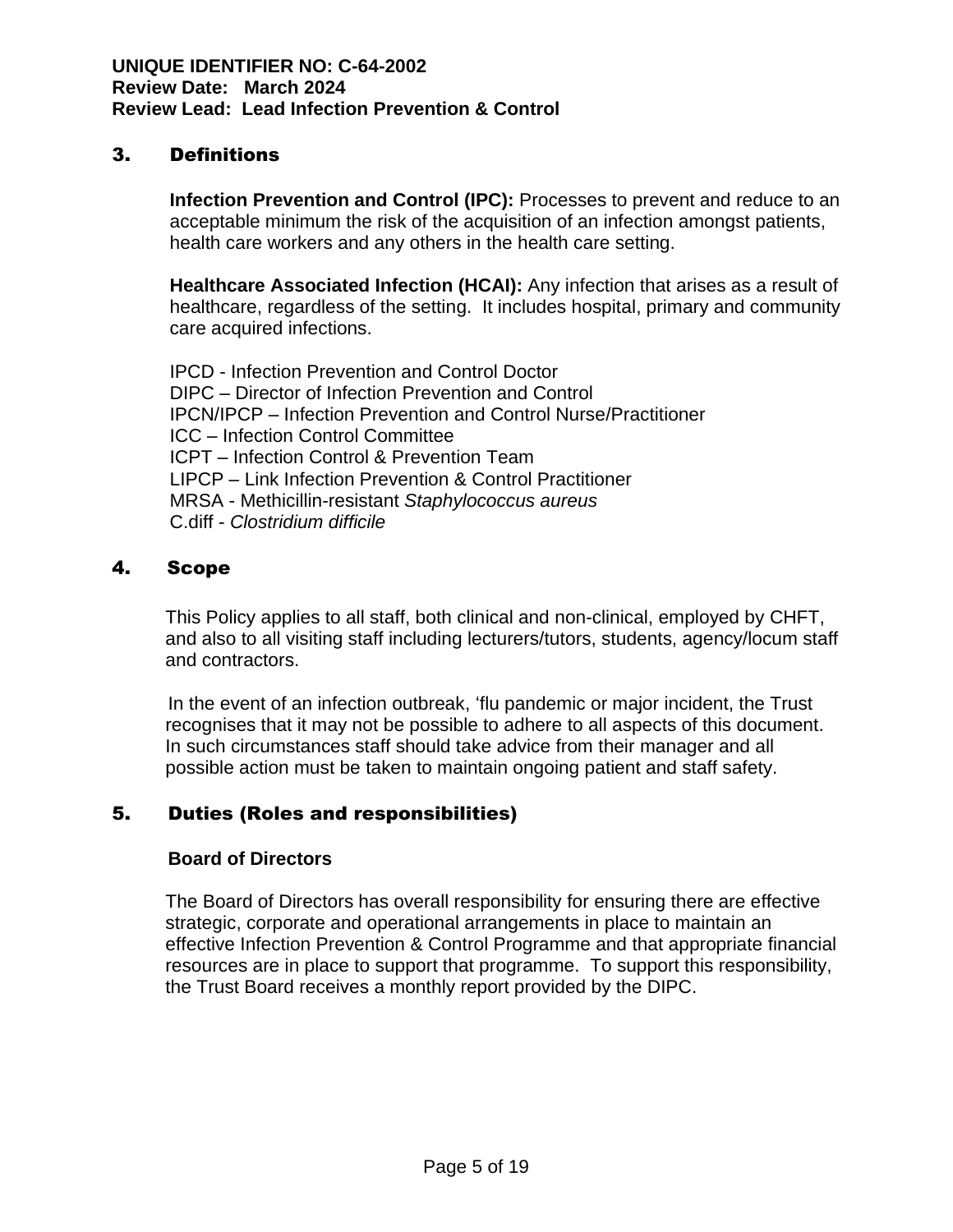## 3. Definitions

**Infection Prevention and Control (IPC):** Processes to prevent and reduce to an acceptable minimum the risk of the acquisition of an infection amongst patients, health care workers and any others in the health care setting.

**Healthcare Associated Infection (HCAI):** Any infection that arises as a result of healthcare, regardless of the setting. It includes hospital, primary and community care acquired infections.

IPCD - Infection Prevention and Control Doctor
DIPC – Director of Infection Prevention and Control
IPCN/IPCP – Infection Prevention and Control Nurse/Practitioner
ICC – Infection Control Committee
ICPT – Infection Control & Prevention Team
LIPCP – Link Infection Prevention & Control Practitioner
MRSA - Methicillin-resistant *Staphylococcus aureus*
C.diff - *Clostridium difficile*

## 4. Scope

This Policy applies to all staff, both clinical and non-clinical, employed by CHFT, and also to all visiting staff including lecturers/tutors, students, agency/locum staff and contractors.

In the event of an infection outbreak, 'flu pandemic or major incident, the Trust recognises that it may not be possible to adhere to all aspects of this document. In such circumstances staff should take advice from their manager and all possible action must be taken to maintain ongoing patient and staff safety.

## 5. Duties (Roles and responsibilities)

### Board of Directors

The Board of Directors has overall responsibility for ensuring there are effective strategic, corporate and operational arrangements in place to maintain an effective Infection Prevention & Control Programme and that appropriate financial resources are in place to support that programme. To support this responsibility, the Trust Board receives a monthly report provided by the DIPC.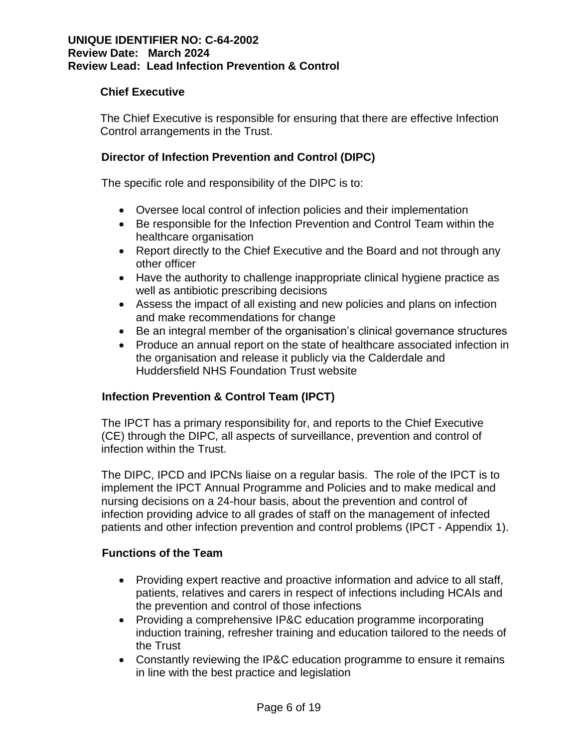### Chief Executive

The Chief Executive is responsible for ensuring that there are effective Infection Control arrangements in the Trust.

### Director of Infection Prevention and Control (DIPC)

The specific role and responsibility of the DIPC is to:

- Oversee local control of infection policies and their implementation
- Be responsible for the Infection Prevention and Control Team within the healthcare organisation
- Report directly to the Chief Executive and the Board and not through any other officer
- Have the authority to challenge inappropriate clinical hygiene practice as well as antibiotic prescribing decisions
- Assess the impact of all existing and new policies and plans on infection and make recommendations for change
- Be an integral member of the organisation’s clinical governance structures
- Produce an annual report on the state of healthcare associated infection in the organisation and release it publicly via the Calderdale and Huddersfield NHS Foundation Trust website

### Infection Prevention & Control Team (IPCT)

The IPCT has a primary responsibility for, and reports to the Chief Executive (CE) through the DIPC, all aspects of surveillance, prevention and control of infection within the Trust.

The DIPC, IPCD and IPCNs liaise on a regular basis. The role of the IPCT is to implement the IPCT Annual Programme and Policies and to make medical and nursing decisions on a 24-hour basis, about the prevention and control of infection providing advice to all grades of staff on the management of infected patients and other infection prevention and control problems (IPCT - Appendix 1).

### Functions of the Team

- Providing expert reactive and proactive information and advice to all staff, patients, relatives and carers in respect of infections including HCAIs and the prevention and control of those infections
- Providing a comprehensive IP&C education programme incorporating induction training, refresher training and education tailored to the needs of the Trust
- Constantly reviewing the IP&C education programme to ensure it remains in line with the best practice and legislation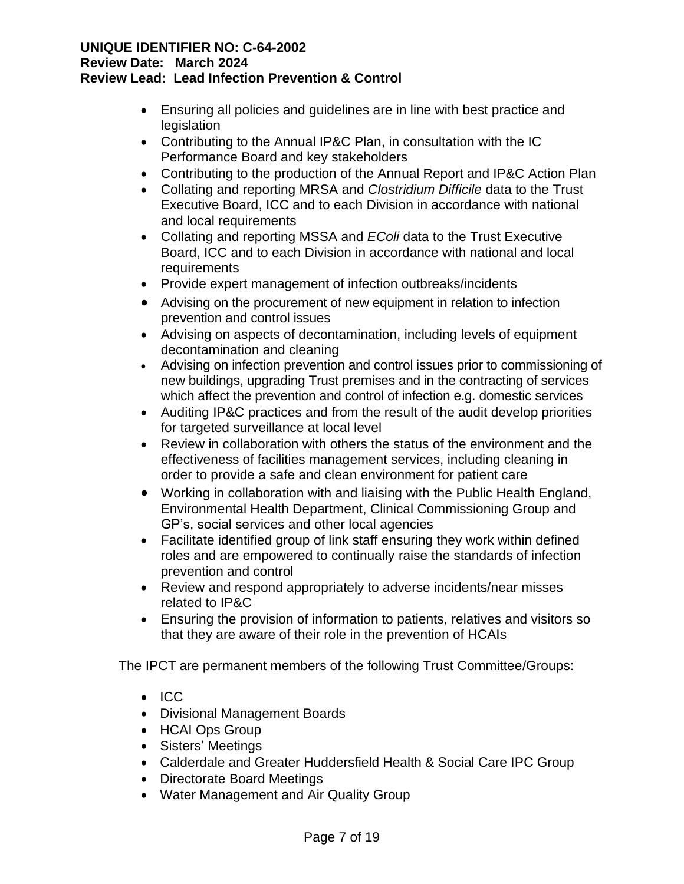- Ensuring all policies and guidelines are in line with best practice and legislation
- Contributing to the Annual IP&C Plan, in consultation with the IC Performance Board and key stakeholders
- Contributing to the production of the Annual Report and IP&C Action Plan
- Collating and reporting MRSA and *Clostridium Difficile* data to the Trust Executive Board, ICC and to each Division in accordance with national and local requirements
- Collating and reporting MSSA and *EColi* data to the Trust Executive Board, ICC and to each Division in accordance with national and local requirements
- Provide expert management of infection outbreaks/incidents
- Advising on the procurement of new equipment in relation to infection prevention and control issues
- Advising on aspects of decontamination, including levels of equipment decontamination and cleaning
- Advising on infection prevention and control issues prior to commissioning of new buildings, upgrading Trust premises and in the contracting of services which affect the prevention and control of infection e.g. domestic services
- Auditing IP&C practices and from the result of the audit develop priorities for targeted surveillance at local level
- Review in collaboration with others the status of the environment and the effectiveness of facilities management services, including cleaning in order to provide a safe and clean environment for patient care
- Working in collaboration with and liaising with the Public Health England, Environmental Health Department, Clinical Commissioning Group and GP's, social services and other local agencies
- Facilitate identified group of link staff ensuring they work within defined roles and are empowered to continually raise the standards of infection prevention and control
- Review and respond appropriately to adverse incidents/near misses related to IP&C
- Ensuring the provision of information to patients, relatives and visitors so that they are aware of their role in the prevention of HCAIs

The IPCT are permanent members of the following Trust Committee/Groups:

- ICC
- Divisional Management Boards
- HCAI Ops Group
- Sisters' Meetings
- Calderdale and Greater Huddersfield Health & Social Care IPC Group
- Directorate Board Meetings
- Water Management and Air Quality Group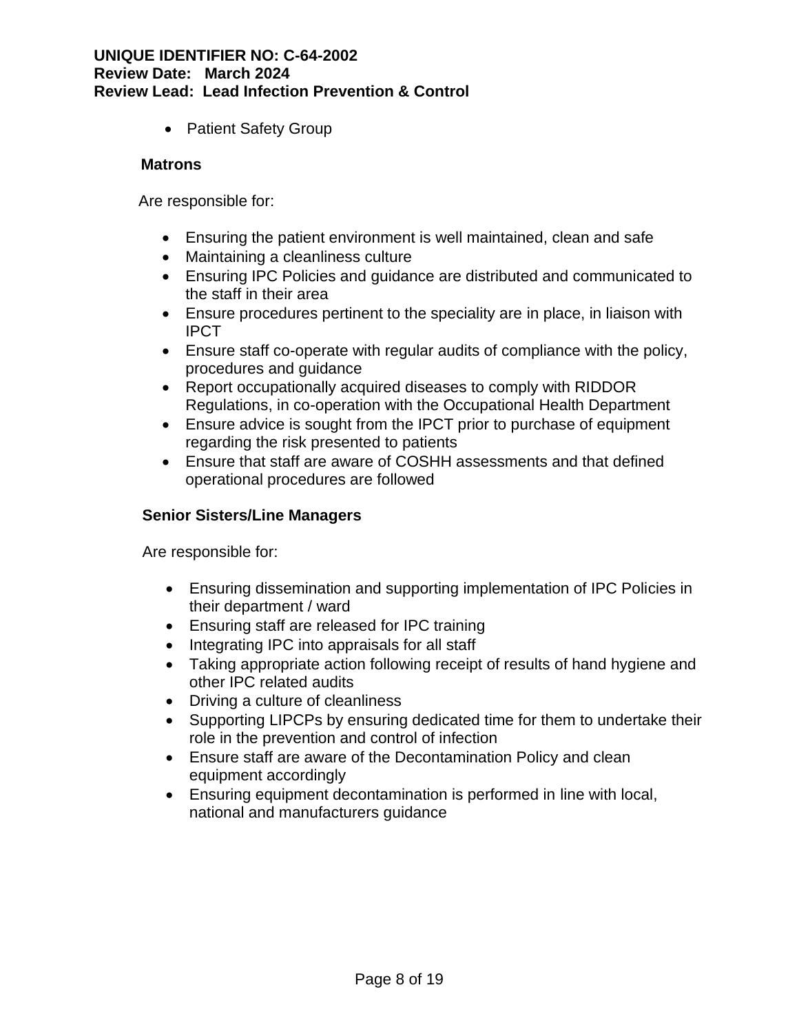- Patient Safety Group

**Matrons**

Are responsible for:

- Ensuring the patient environment is well maintained, clean and safe
- Maintaining a cleanliness culture
- Ensuring IPC Policies and guidance are distributed and communicated to the staff in their area
- Ensure procedures pertinent to the speciality are in place, in liaison with IPCT
- Ensure staff co-operate with regular audits of compliance with the policy, procedures and guidance
- Report occupationally acquired diseases to comply with RIDDOR Regulations, in co-operation with the Occupational Health Department
- Ensure advice is sought from the IPCT prior to purchase of equipment regarding the risk presented to patients
- Ensure that staff are aware of COSHH assessments and that defined operational procedures are followed

**Senior Sisters/Line Managers**

Are responsible for:

- Ensuring dissemination and supporting implementation of IPC Policies in their department / ward
- Ensuring staff are released for IPC training
- Integrating IPC into appraisals for all staff
- Taking appropriate action following receipt of results of hand hygiene and other IPC related audits
- Driving a culture of cleanliness
- Supporting LIPCPs by ensuring dedicated time for them to undertake their role in the prevention and control of infection
- Ensure staff are aware of the Decontamination Policy and clean equipment accordingly
- Ensuring equipment decontamination is performed in line with local, national and manufacturers guidance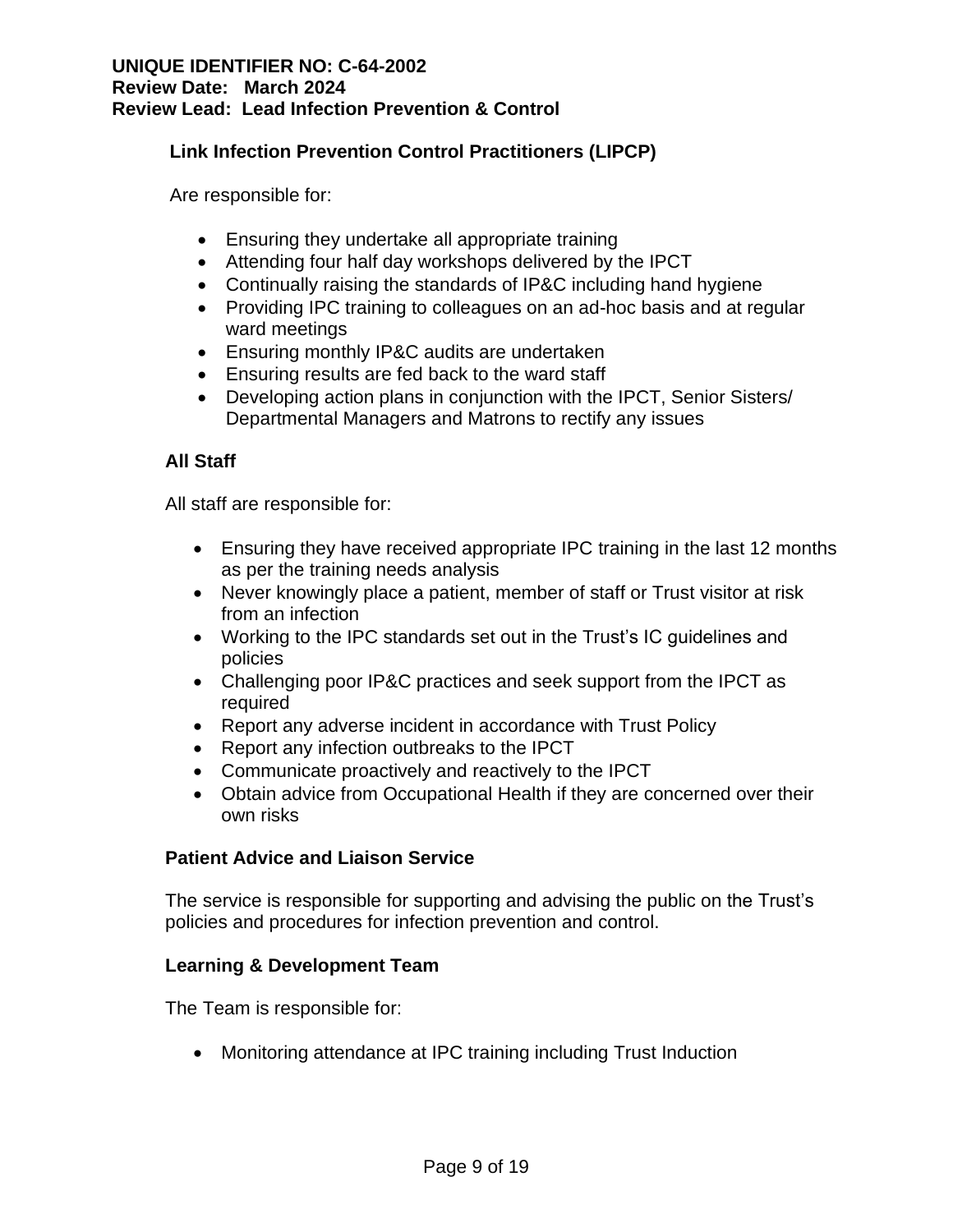### Link Infection Prevention Control Practitioners (LIPCP)

Are responsible for:

- Ensuring they undertake all appropriate training
- Attending four half day workshops delivered by the IPCT
- Continually raising the standards of IP&C including hand hygiene
- Providing IPC training to colleagues on an ad-hoc basis and at regular ward meetings
- Ensuring monthly IP&C audits are undertaken
- Ensuring results are fed back to the ward staff
- Developing action plans in conjunction with the IPCT, Senior Sisters/ Departmental Managers and Matrons to rectify any issues

### All Staff

All staff are responsible for:

- Ensuring they have received appropriate IPC training in the last 12 months as per the training needs analysis
- Never knowingly place a patient, member of staff or Trust visitor at risk from an infection
- Working to the IPC standards set out in the Trust's IC guidelines and policies
- Challenging poor IP&C practices and seek support from the IPCT as required
- Report any adverse incident in accordance with Trust Policy
- Report any infection outbreaks to the IPCT
- Communicate proactively and reactively to the IPCT
- Obtain advice from Occupational Health if they are concerned over their own risks

### Patient Advice and Liaison Service

The service is responsible for supporting and advising the public on the Trust's policies and procedures for infection prevention and control.

### Learning & Development Team

The Team is responsible for:

- Monitoring attendance at IPC training including Trust Induction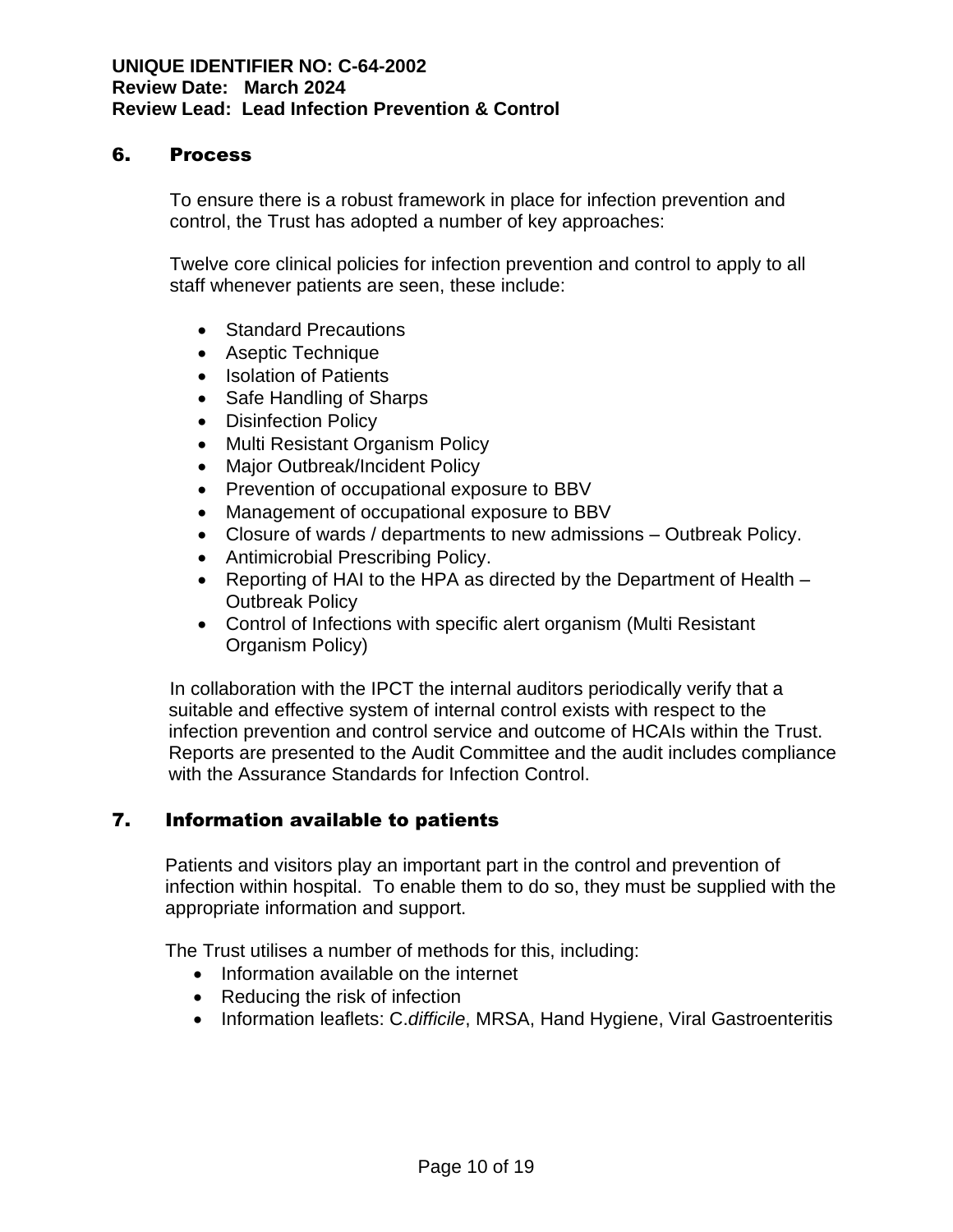## 6. Process

To ensure there is a robust framework in place for infection prevention and control, the Trust has adopted a number of key approaches:

Twelve core clinical policies for infection prevention and control to apply to all staff whenever patients are seen, these include:

- Standard Precautions
- Aseptic Technique
- Isolation of Patients
- Safe Handling of Sharps
- Disinfection Policy
- Multi Resistant Organism Policy
- Major Outbreak/Incident Policy
- Prevention of occupational exposure to BBV
- Management of occupational exposure to BBV
- Closure of wards / departments to new admissions – Outbreak Policy.
- Antimicrobial Prescribing Policy.
- Reporting of HAI to the HPA as directed by the Department of Health – Outbreak Policy
- Control of Infections with specific alert organism (Multi Resistant Organism Policy)

In collaboration with the IPCT the internal auditors periodically verify that a suitable and effective system of internal control exists with respect to the infection prevention and control service and outcome of HCAIs within the Trust. Reports are presented to the Audit Committee and the audit includes compliance with the Assurance Standards for Infection Control.

## 7. Information available to patients

Patients and visitors play an important part in the control and prevention of infection within hospital. To enable them to do so, they must be supplied with the appropriate information and support.

The Trust utilises a number of methods for this, including:

- Information available on the internet
- Reducing the risk of infection
- Information leaflets: C.*difficile*, MRSA, Hand Hygiene, Viral Gastroenteritis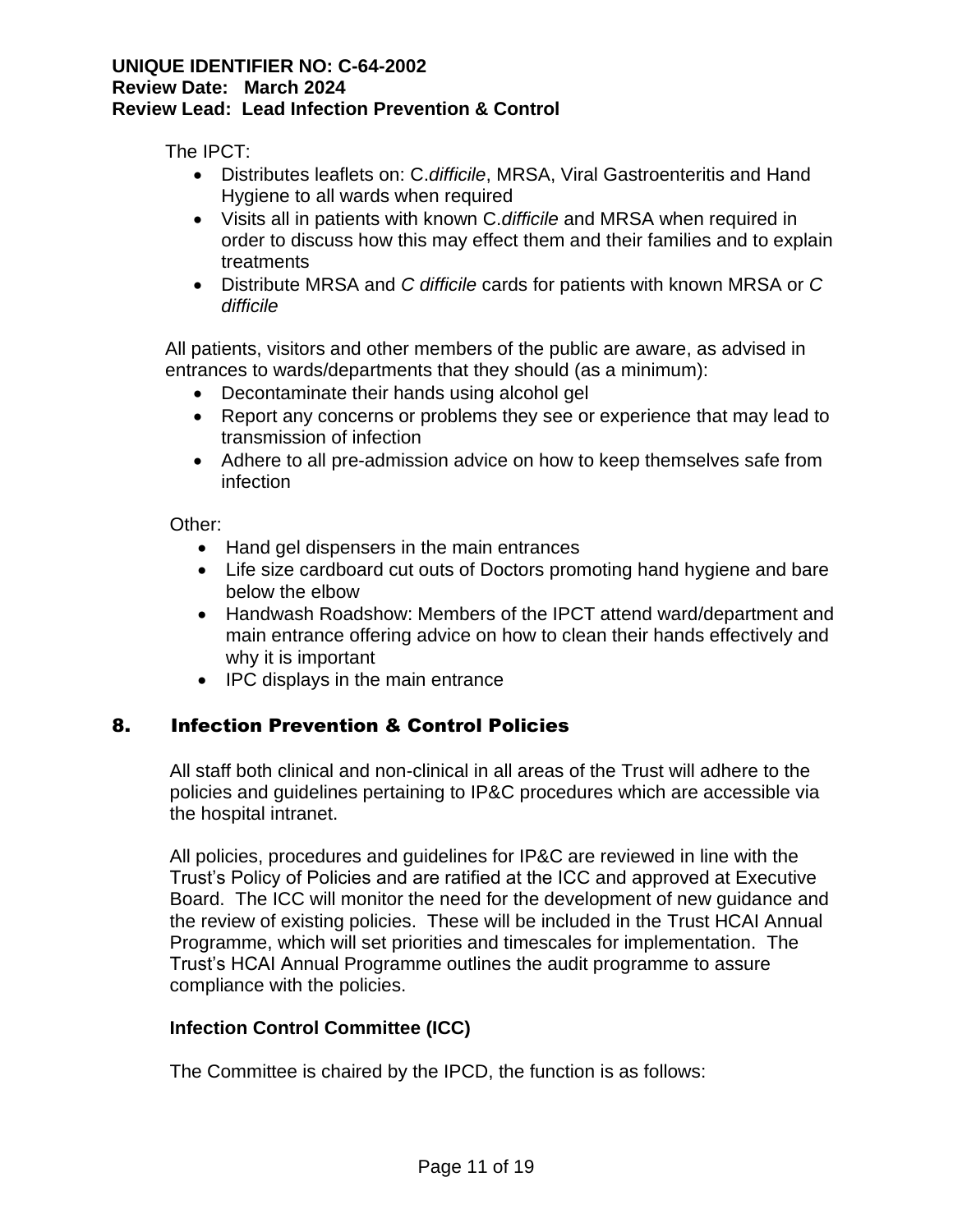The IPCT:

- Distributes leaflets on: C.*difficile*, MRSA, Viral Gastroenteritis and Hand Hygiene to all wards when required
- Visits all in patients with known C.*difficile* and MRSA when required in order to discuss how this may effect them and their families and to explain treatments
- Distribute MRSA and *C difficile* cards for patients with known MRSA or *C difficile*

All patients, visitors and other members of the public are aware, as advised in entrances to wards/departments that they should (as a minimum):

- Decontaminate their hands using alcohol gel
- Report any concerns or problems they see or experience that may lead to transmission of infection
- Adhere to all pre-admission advice on how to keep themselves safe from infection

Other:

- Hand gel dispensers in the main entrances
- Life size cardboard cut outs of Doctors promoting hand hygiene and bare below the elbow
- Handwash Roadshow: Members of the IPCT attend ward/department and main entrance offering advice on how to clean their hands effectively and why it is important
- IPC displays in the main entrance

## 8. Infection Prevention & Control Policies

All staff both clinical and non-clinical in all areas of the Trust will adhere to the policies and guidelines pertaining to IP&C procedures which are accessible via the hospital intranet.

All policies, procedures and guidelines for IP&C are reviewed in line with the Trust's Policy of Policies and are ratified at the ICC and approved at Executive Board. The ICC will monitor the need for the development of new guidance and the review of existing policies. These will be included in the Trust HCAI Annual Programme, which will set priorities and timescales for implementation. The Trust's HCAI Annual Programme outlines the audit programme to assure compliance with the policies.

**Infection Control Committee (ICC)**

The Committee is chaired by the IPCD, the function is as follows: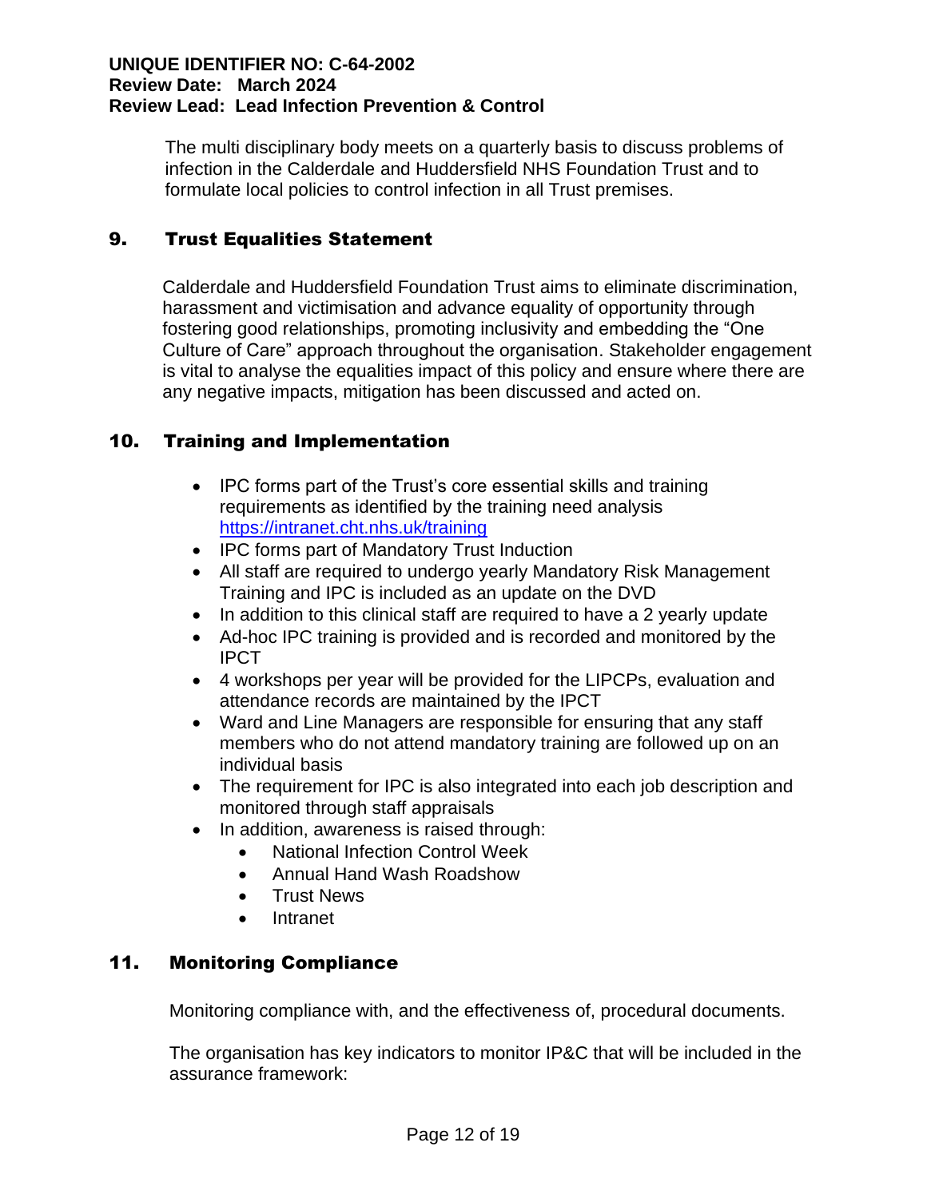The multi disciplinary body meets on a quarterly basis to discuss problems of infection in the Calderdale and Huddersfield NHS Foundation Trust and to formulate local policies to control infection in all Trust premises.

## 9. Trust Equalities Statement

Calderdale and Huddersfield Foundation Trust aims to eliminate discrimination, harassment and victimisation and advance equality of opportunity through fostering good relationships, promoting inclusivity and embedding the "One Culture of Care" approach throughout the organisation. Stakeholder engagement is vital to analyse the equalities impact of this policy and ensure where there are any negative impacts, mitigation has been discussed and acted on.

## 10. Training and Implementation

- IPC forms part of the Trust's core essential skills and training requirements as identified by the training need analysis https://intranet.cht.nhs.uk/training
- IPC forms part of Mandatory Trust Induction
- All staff are required to undergo yearly Mandatory Risk Management Training and IPC is included as an update on the DVD
- In addition to this clinical staff are required to have a 2 yearly update
- Ad-hoc IPC training is provided and is recorded and monitored by the IPCT
- 4 workshops per year will be provided for the LIPCPs, evaluation and attendance records are maintained by the IPCT
- Ward and Line Managers are responsible for ensuring that any staff members who do not attend mandatory training are followed up on an individual basis
- The requirement for IPC is also integrated into each job description and monitored through staff appraisals
- In addition, awareness is raised through:
    - National Infection Control Week
    - Annual Hand Wash Roadshow
    - Trust News
    - Intranet

## 11. Monitoring Compliance

Monitoring compliance with, and the effectiveness of, procedural documents.

The organisation has key indicators to monitor IP&C that will be included in the assurance framework: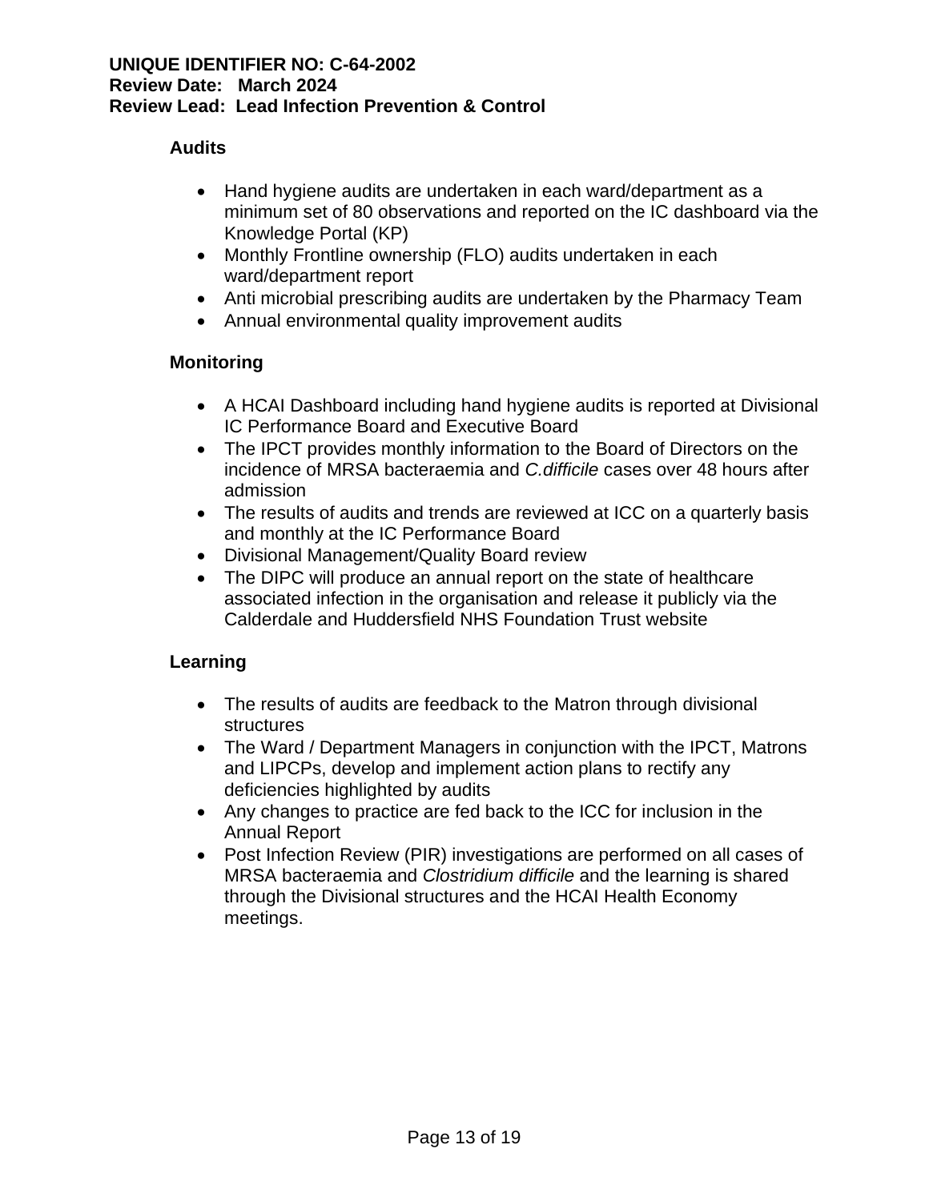**Audits**

- Hand hygiene audits are undertaken in each ward/department as a minimum set of 80 observations and reported on the IC dashboard via the Knowledge Portal (KP)
- Monthly Frontline ownership (FLO) audits undertaken in each ward/department report
- Anti microbial prescribing audits are undertaken by the Pharmacy Team
- Annual environmental quality improvement audits

**Monitoring**

- A HCAI Dashboard including hand hygiene audits is reported at Divisional IC Performance Board and Executive Board
- The IPCT provides monthly information to the Board of Directors on the incidence of MRSA bacteraemia and *C.difficile* cases over 48 hours after admission
- The results of audits and trends are reviewed at ICC on a quarterly basis and monthly at the IC Performance Board
- Divisional Management/Quality Board review
- The DIPC will produce an annual report on the state of healthcare associated infection in the organisation and release it publicly via the Calderdale and Huddersfield NHS Foundation Trust website

**Learning**

- The results of audits are feedback to the Matron through divisional structures
- The Ward / Department Managers in conjunction with the IPCT, Matrons and LIPCPs, develop and implement action plans to rectify any deficiencies highlighted by audits
- Any changes to practice are fed back to the ICC for inclusion in the Annual Report
- Post Infection Review (PIR) investigations are performed on all cases of MRSA bacteraemia and *Clostridium difficile* and the learning is shared through the Divisional structures and the HCAI Health Economy meetings.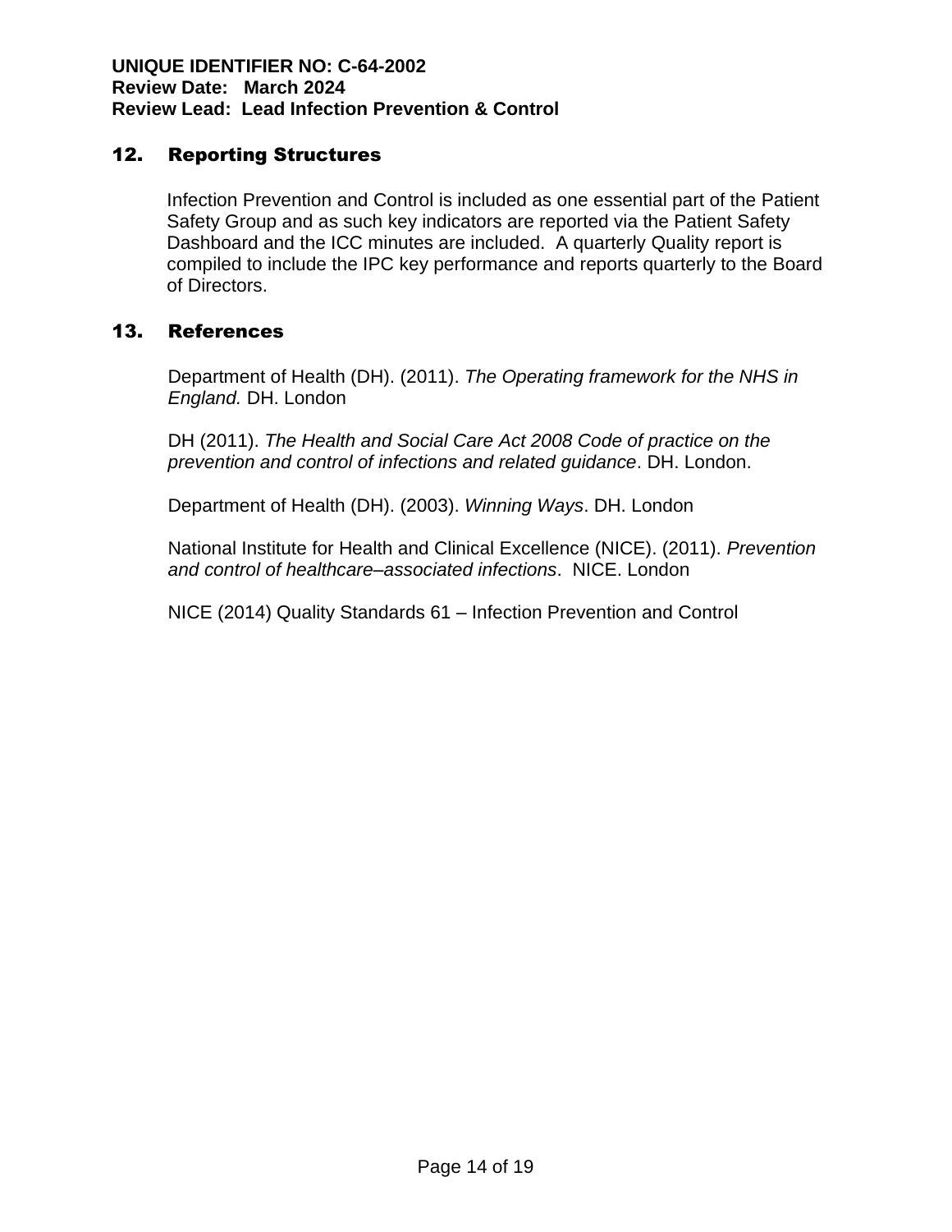## 12. Reporting Structures

Infection Prevention and Control is included as one essential part of the Patient Safety Group and as such key indicators are reported via the Patient Safety Dashboard and the ICC minutes are included. A quarterly Quality report is compiled to include the IPC key performance and reports quarterly to the Board of Directors.

## 13. References

Department of Health (DH). (2011). *The Operating framework for the NHS in England.* DH. London

DH (2011). *The Health and Social Care Act 2008 Code of practice on the prevention and control of infections and related guidance*. DH. London.

Department of Health (DH). (2003). *Winning Ways*. DH. London

National Institute for Health and Clinical Excellence (NICE). (2011). *Prevention and control of healthcare–associated infections*. NICE. London

NICE (2014) Quality Standards 61 – Infection Prevention and Control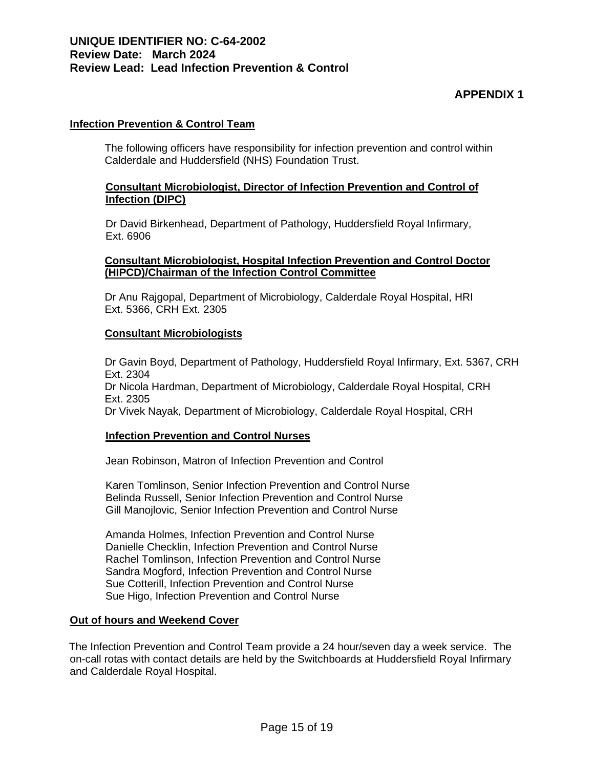**APPENDIX 1**

**Infection Prevention & Control Team**

The following officers have responsibility for infection prevention and control within Calderdale and Huddersfield (NHS) Foundation Trust.

**Consultant Microbiologist, Director of Infection Prevention and Control of Infection (DIPC)**

Dr David Birkenhead, Department of Pathology, Huddersfield Royal Infirmary, Ext. 6906

**Consultant Microbiologist, Hospital Infection Prevention and Control Doctor (HIPCD)/Chairman of the Infection Control Committee**

Dr Anu Rajgopal, Department of Microbiology, Calderdale Royal Hospital, HRI Ext. 5366, CRH Ext. 2305

**Consultant Microbiologists**

Dr Gavin Boyd, Department of Pathology, Huddersfield Royal Infirmary, Ext. 5367, CRH Ext. 2304
Dr Nicola Hardman, Department of Microbiology, Calderdale Royal Hospital, CRH Ext. 2305
Dr Vivek Nayak, Department of Microbiology, Calderdale Royal Hospital, CRH

**Infection Prevention and Control Nurses**

Jean Robinson, Matron of Infection Prevention and Control

Karen Tomlinson, Senior Infection Prevention and Control Nurse
Belinda Russell, Senior Infection Prevention and Control Nurse
Gill Manojlovic, Senior Infection Prevention and Control Nurse

Amanda Holmes, Infection Prevention and Control Nurse
Danielle Checklin, Infection Prevention and Control Nurse
Rachel Tomlinson, Infection Prevention and Control Nurse
Sandra Mogford, Infection Prevention and Control Nurse
Sue Cotterill, Infection Prevention and Control Nurse
Sue Higo, Infection Prevention and Control Nurse

**Out of hours and Weekend Cover**

The Infection Prevention and Control Team provide a 24 hour/seven day a week service. The on-call rotas with contact details are held by the Switchboards at Huddersfield Royal Infirmary and Calderdale Royal Hospital.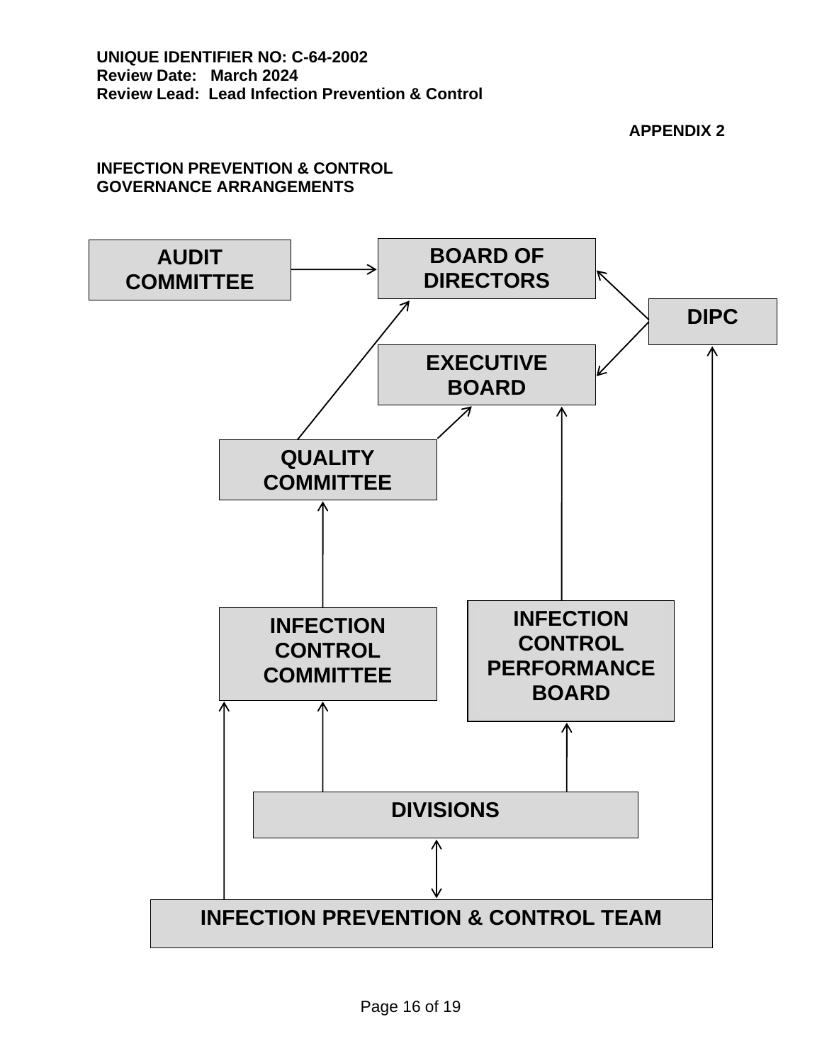**UNIQUE IDENTIFIER NO: C-64-2002**
**Review Date: March 2024**
**Review Lead: Lead Infection Prevention & Control**

**APPENDIX 2**

## INFECTION PREVENTION & CONTROL GOVERNANCE ARRANGEMENTS

AUDIT COMMITTEE

BOARD OF DIRECTORS

DIPC

EXECUTIVE BOARD

QUALITY COMMITTEE

INFECTION CONTROL COMMITTEE

INFECTION CONTROL PERFORMANCE BOARD

DIVISIONS

INFECTION PREVENTION & CONTROL TEAM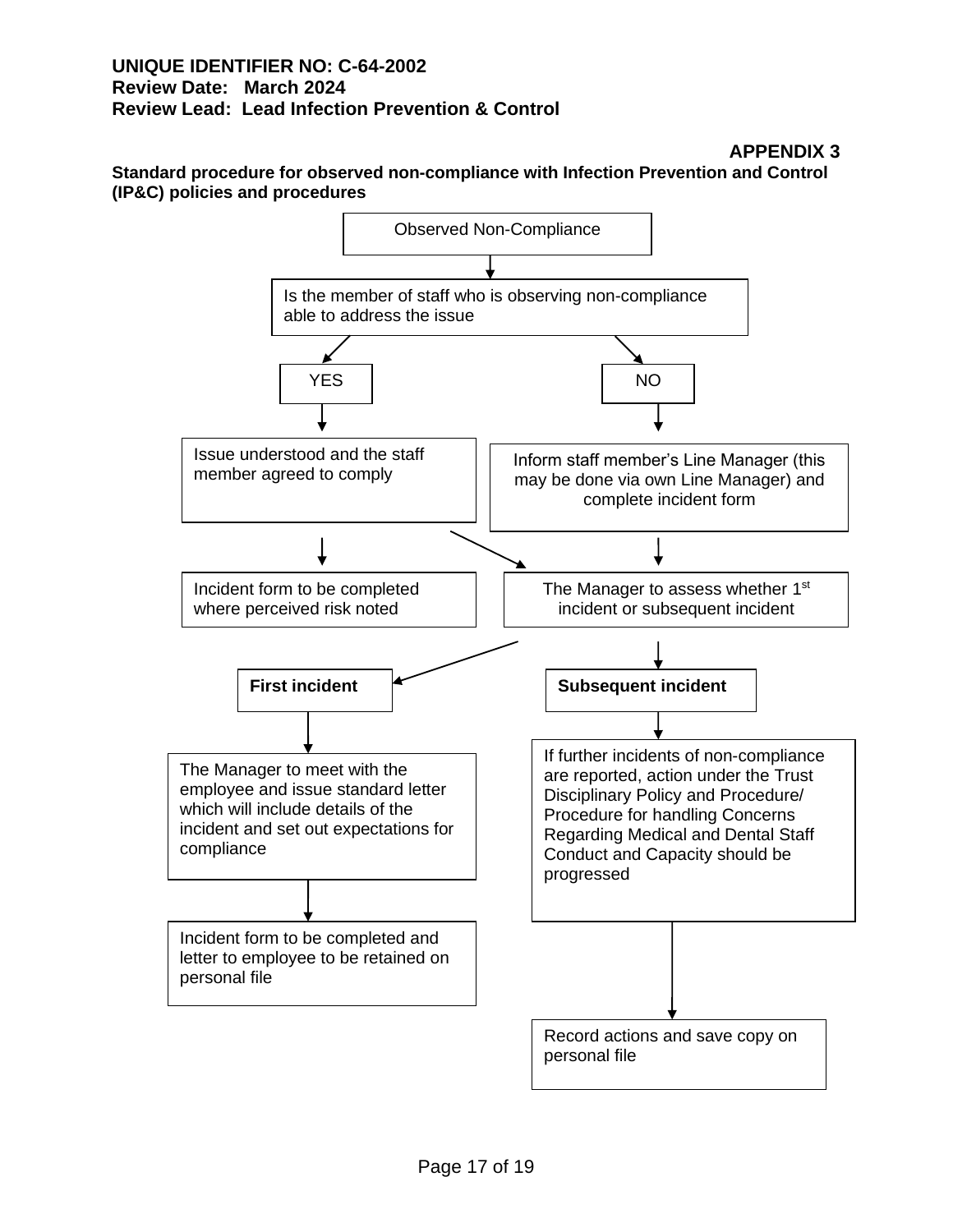**UNIQUE IDENTIFIER NO: C-64-2002**
**Review Date: March 2024**
**Review Lead: Lead Infection Prevention & Control**

**APPENDIX 3**

**Standard procedure for observed non-compliance with Infection Prevention and Control (IP&C) policies and procedures**

Observed Non-Compliance

↓

Is the member of staff who is observing non-compliance able to address the issue

**YES**

↓

Issue understood and the staff member agreed to comply

↓

Incident form to be completed where perceived risk noted

**NO**

↓

Inform staff member's Line Manager (this may be done via own Line Manager) and complete incident form

↓

The Manager to assess whether 1st incident or subsequent incident

**First incident**

↓

The Manager to meet with the employee and issue standard letter which will include details of the incident and set out expectations for compliance

↓

Incident form to be completed and letter to employee to be retained on personal file

**Subsequent incident**

↓

If further incidents of non-compliance are reported, action under the Trust Disciplinary Policy and Procedure/ Procedure for handling Concerns Regarding Medical and Dental Staff Conduct and Capacity should be progressed

↓

Record actions and save copy on personal file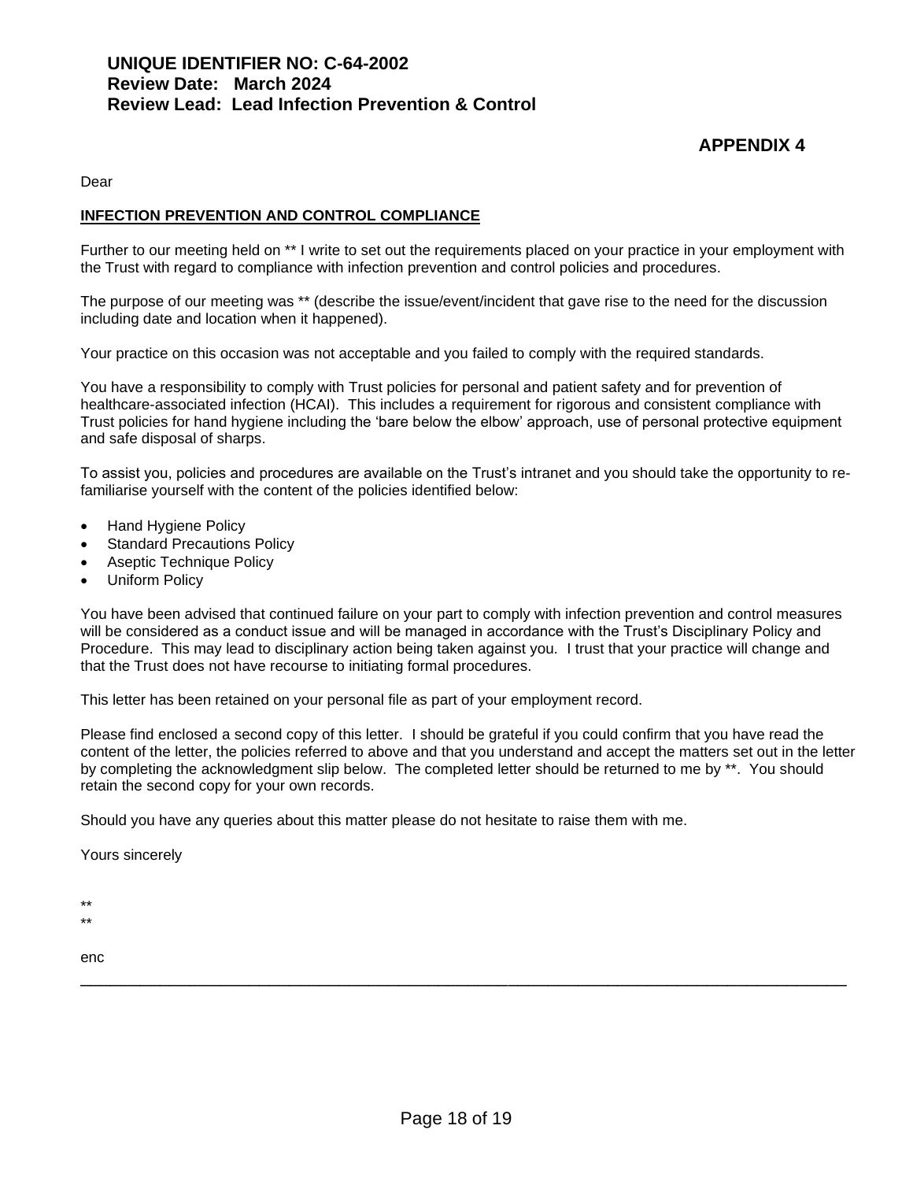**UNIQUE IDENTIFIER NO: C-64-2002**
**Review Date: March 2024**
**Review Lead: Lead Infection Prevention & Control**

**APPENDIX 4**

Dear

**INFECTION PREVENTION AND CONTROL COMPLIANCE**

Further to our meeting held on ** I write to set out the requirements placed on your practice in your employment with the Trust with regard to compliance with infection prevention and control policies and procedures.

The purpose of our meeting was ** (describe the issue/event/incident that gave rise to the need for the discussion including date and location when it happened).

Your practice on this occasion was not acceptable and you failed to comply with the required standards.

You have a responsibility to comply with Trust policies for personal and patient safety and for prevention of healthcare-associated infection (HCAI). This includes a requirement for rigorous and consistent compliance with Trust policies for hand hygiene including the 'bare below the elbow' approach, use of personal protective equipment and safe disposal of sharps.

To assist you, policies and procedures are available on the Trust's intranet and you should take the opportunity to re-familiarise yourself with the content of the policies identified below:

- Hand Hygiene Policy
- Standard Precautions Policy
- Aseptic Technique Policy
- Uniform Policy

You have been advised that continued failure on your part to comply with infection prevention and control measures will be considered as a conduct issue and will be managed in accordance with the Trust's Disciplinary Policy and Procedure. This may lead to disciplinary action being taken against you. I trust that your practice will change and that the Trust does not have recourse to initiating formal procedures.

This letter has been retained on your personal file as part of your employment record.

Please find enclosed a second copy of this letter. I should be grateful if you could confirm that you have read the content of the letter, the policies referred to above and that you understand and accept the matters set out in the letter by completing the acknowledgment slip below. The completed letter should be returned to me by **. You should retain the second copy for your own records.

Should you have any queries about this matter please do not hesitate to raise them with me.

Yours sincerely

**
**

enc

---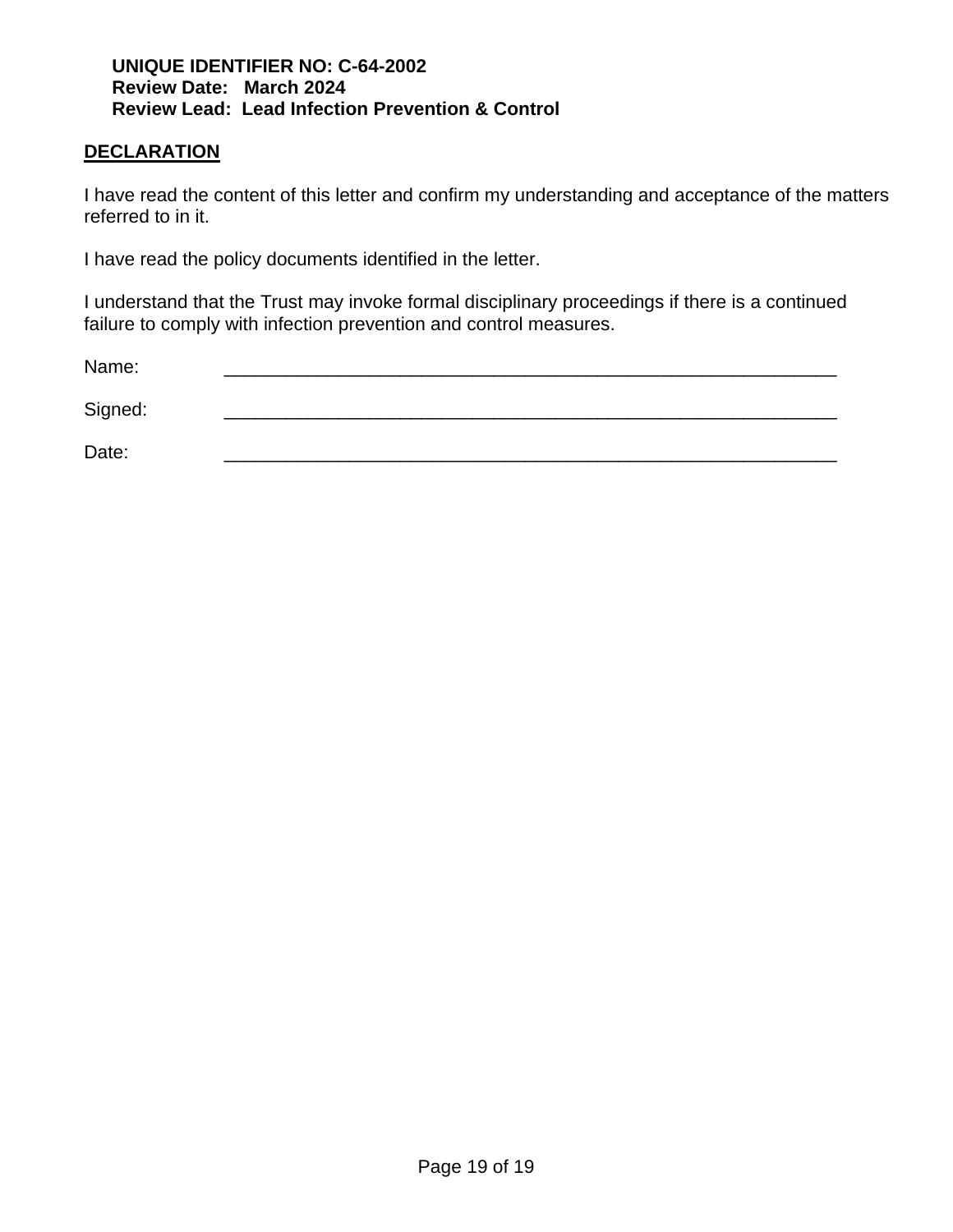**UNIQUE IDENTIFIER NO: C-64-2002**
**Review Date: March 2024**
**Review Lead: Lead Infection Prevention & Control**

## DECLARATION

I have read the content of this letter and confirm my understanding and acceptance of the matters referred to in it.

I have read the policy documents identified in the letter.

I understand that the Trust may invoke formal disciplinary proceedings if there is a continued failure to comply with infection prevention and control measures.

Name: ______________________________________________________________

Signed: ______________________________________________________________

Date: ______________________________________________________________